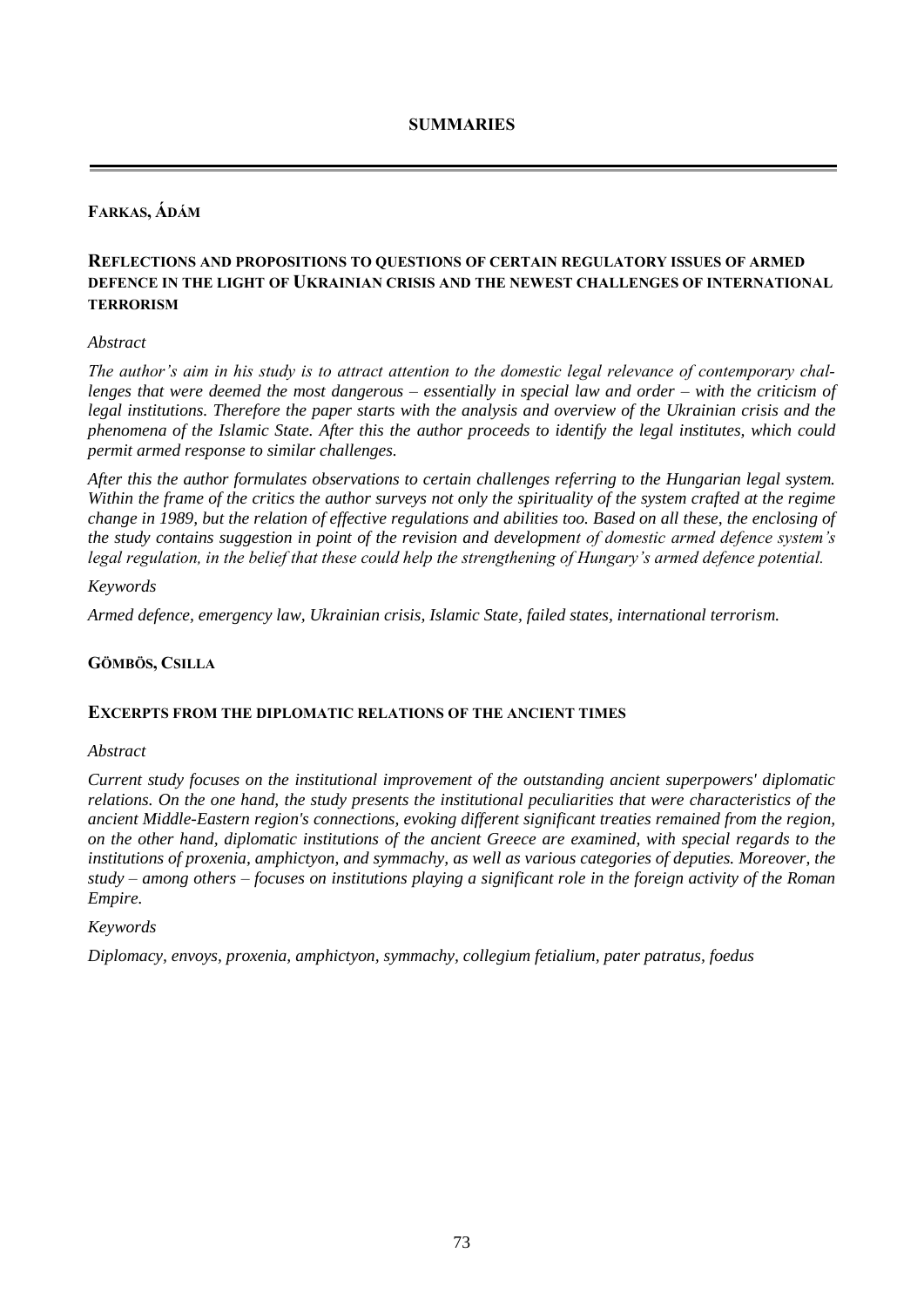# SUMMARIES

## FARKAS, ÁDÁM

### REFLECTIONS AND PROPOSITIONS TO QUESTIONS OF CERTAIN REGULATORY ISSUES OF ARMED DEFENCE IN THE LIGHT OF UKRAINIAN CRISIS AND THE NEWEST CHALLENGES OF INTERNATIONAL TERRORISM

*Abstract*

*The author's aim in his study is to attract attention to the domestic legal relevance of contemporary challenges that were deemed the most dangerous – essentially in special law and order – with the criticism of legal institutions. Therefore the paper starts with the analysis and overview of the Ukrainian crisis and the phenomena of the Islamic State. After this the author proceeds to identify the legal institutes, which could permit armed response to similar challenges.*

*After this the author formulates observations to certain challenges referring to the Hungarian legal system. Within the frame of the critics the author surveys not only the spirituality of the system crafted at the regime change in 1989, but the relation of effective regulations and abilities too. Based on all these, the enclosing of the study contains suggestion in point of the revision and development of domestic armed defence system's legal regulation, in the belief that these could help the strengthening of Hungary's armed defence potential.*

*Keywords*

*Armed defence, emergency law, Ukrainian crisis, Islamic State, failed states, international terrorism.*

## GÖMBÖS, CSILLA

### EXCERPTS FROM THE DIPLOMATIC RELATIONS OF THE ANCIENT TIMES

*Abstract*

*Current study focuses on the institutional improvement of the outstanding ancient superpowers' diplomatic relations. On the one hand, the study presents the institutional peculiarities that were characteristics of the ancient Middle-Eastern region's connections, evoking different significant treaties remained from the region, on the other hand, diplomatic institutions of the ancient Greece are examined, with special regards to the institutions of proxenia, amphictyon, and symmachy, as well as various categories of deputies. Moreover, the study – among others – focuses on institutions playing a significant role in the foreign activity of the Roman Empire.*

*Keywords*

*Diplomacy, envoys, proxenia, amphictyon, symmachy, collegium fetialium, pater patratus, foedus*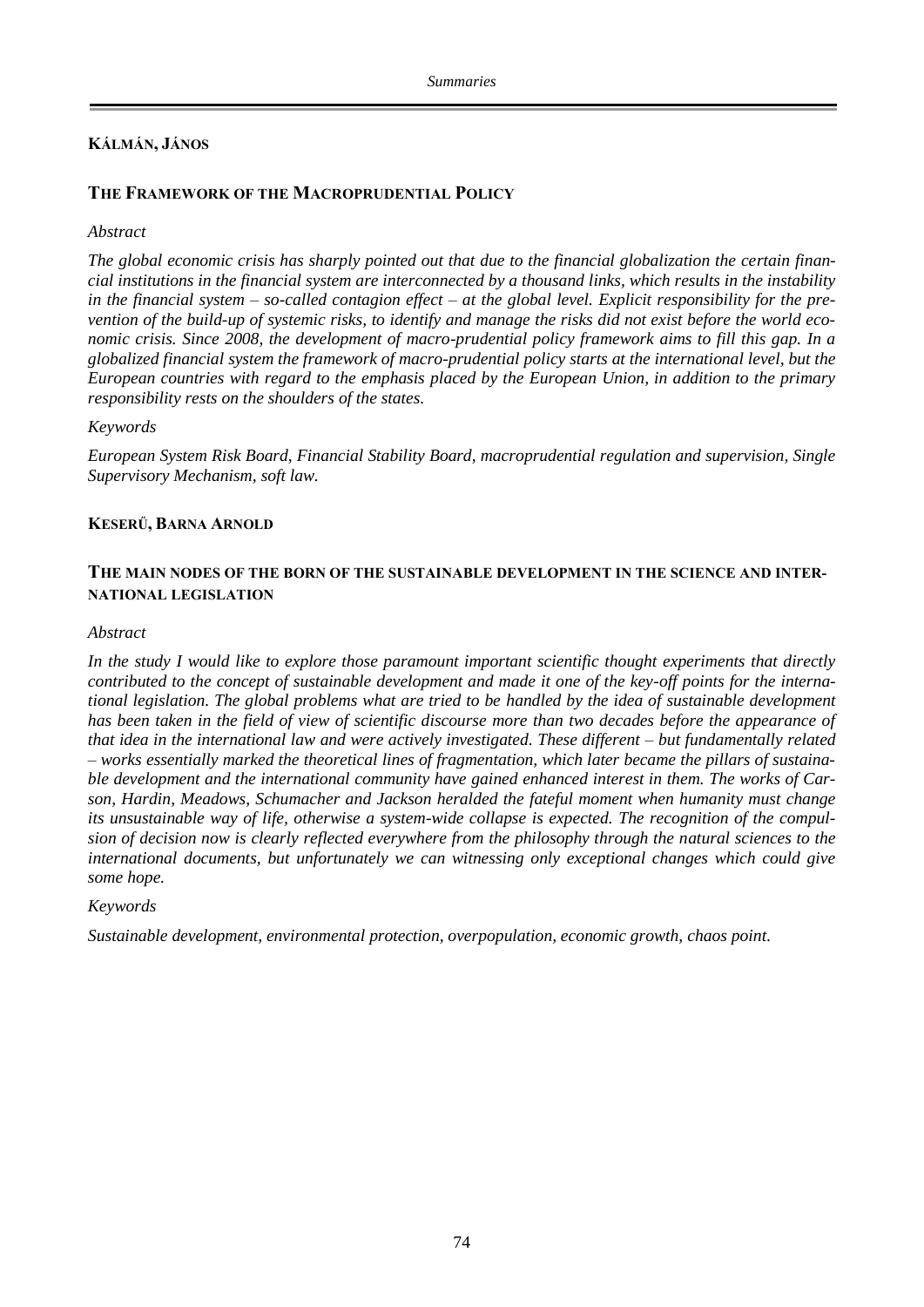**KÁLMÁN, JÁNOS**

## THE FRAMEWORK OF THE MACROPRUDENTIAL POLICY

*Abstract*

*The global economic crisis has sharply pointed out that due to the financial globalization the certain financial institutions in the financial system are interconnected by a thousand links, which results in the instability in the financial system – so-called contagion effect – at the global level. Explicit responsibility for the prevention of the build-up of systemic risks, to identify and manage the risks did not exist before the world economic crisis. Since 2008, the development of macro-prudential policy framework aims to fill this gap. In a globalized financial system the framework of macro-prudential policy starts at the international level, but the European countries with regard to the emphasis placed by the European Union, in addition to the primary responsibility rests on the shoulders of the states.*

*Keywords*

*European System Risk Board, Financial Stability Board, macroprudential regulation and supervision, Single Supervisory Mechanism, soft law.*

**KESERŰ, BARNA ARNOLD**

## THE MAIN NODES OF THE BORN OF THE SUSTAINABLE DEVELOPMENT IN THE SCIENCE AND INTERNATIONAL LEGISLATION

*Abstract*

*In the study I would like to explore those paramount important scientific thought experiments that directly contributed to the concept of sustainable development and made it one of the key-off points for the international legislation. The global problems what are tried to be handled by the idea of sustainable development has been taken in the field of view of scientific discourse more than two decades before the appearance of that idea in the international law and were actively investigated. These different – but fundamentally related – works essentially marked the theoretical lines of fragmentation, which later became the pillars of sustainable development and the international community have gained enhanced interest in them. The works of Carson, Hardin, Meadows, Schumacher and Jackson heralded the fateful moment when humanity must change its unsustainable way of life, otherwise a system-wide collapse is expected. The recognition of the compulsion of decision now is clearly reflected everywhere from the philosophy through the natural sciences to the international documents, but unfortunately we can witnessing only exceptional changes which could give some hope.*

*Keywords*

*Sustainable development, environmental protection, overpopulation, economic growth, chaos point.*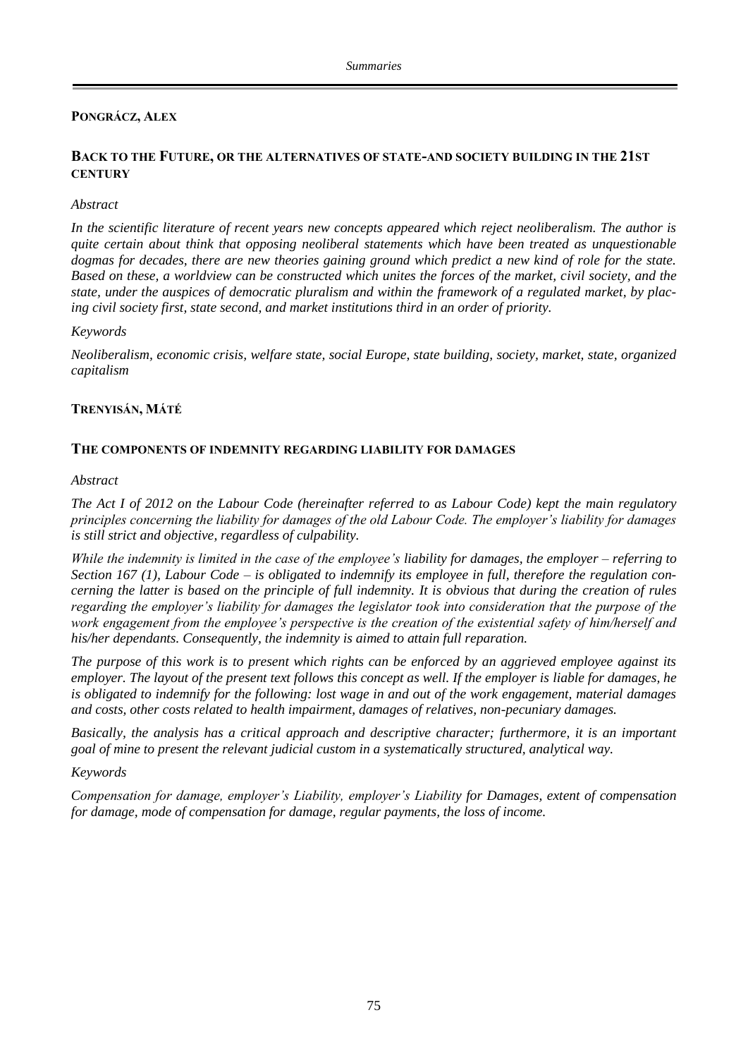**PONGRÁCZ, ALEX**

## BACK TO THE FUTURE, OR THE ALTERNATIVES OF STATE-AND SOCIETY BUILDING IN THE 21ST CENTURY

*Abstract*

*In the scientific literature of recent years new concepts appeared which reject neoliberalism. The author is quite certain about think that opposing neoliberal statements which have been treated as unquestionable dogmas for decades, there are new theories gaining ground which predict a new kind of role for the state. Based on these, a worldview can be constructed which unites the forces of the market, civil society, and the state, under the auspices of democratic pluralism and within the framework of a regulated market, by placing civil society first, state second, and market institutions third in an order of priority.*

*Keywords*

*Neoliberalism, economic crisis, welfare state, social Europe, state building, society, market, state, organized capitalism*

**TRENYISÁN, MÁTÉ**

## THE COMPONENTS OF INDEMNITY REGARDING LIABILITY FOR DAMAGES

*Abstract*

*The Act I of 2012 on the Labour Code (hereinafter referred to as Labour Code) kept the main regulatory principles concerning the liability for damages of the old Labour Code. The employer's liability for damages is still strict and objective, regardless of culpability.*

*While the indemnity is limited in the case of the employee's liability for damages, the employer – referring to Section 167 (1), Labour Code – is obligated to indemnify its employee in full, therefore the regulation concerning the latter is based on the principle of full indemnity. It is obvious that during the creation of rules regarding the employer's liability for damages the legislator took into consideration that the purpose of the work engagement from the employee's perspective is the creation of the existential safety of him/herself and his/her dependants. Consequently, the indemnity is aimed to attain full reparation.*

*The purpose of this work is to present which rights can be enforced by an aggrieved employee against its employer. The layout of the present text follows this concept as well. If the employer is liable for damages, he is obligated to indemnify for the following: lost wage in and out of the work engagement, material damages and costs, other costs related to health impairment, damages of relatives, non-pecuniary damages.*

*Basically, the analysis has a critical approach and descriptive character; furthermore, it is an important goal of mine to present the relevant judicial custom in a systematically structured, analytical way.*

*Keywords*

*Compensation for damage, employer's Liability, employer's Liability for Damages, extent of compensation for damage, mode of compensation for damage, regular payments, the loss of income.*